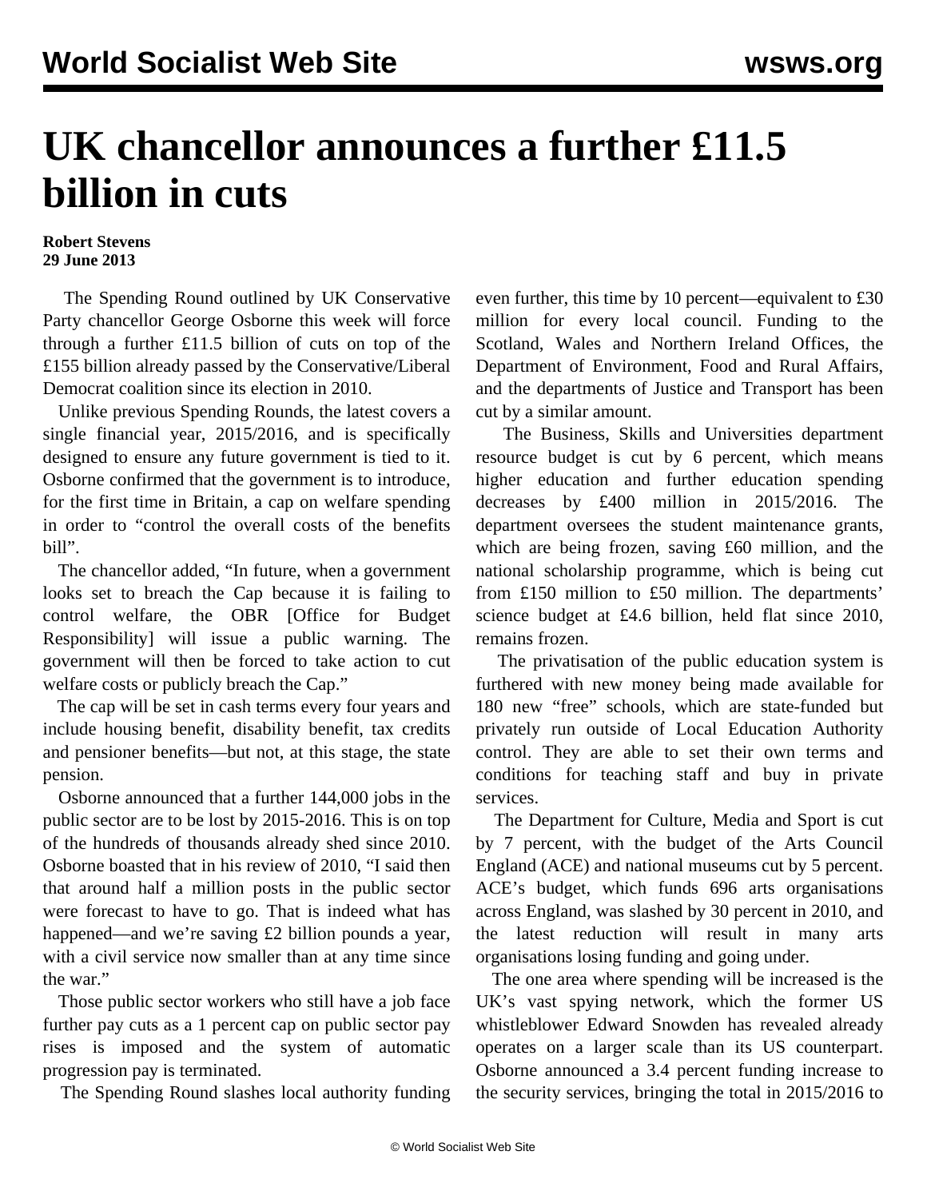# UK chancellor announces a further £11.5 billion in cuts

**Robert Stevens**
**29 June 2013**

The Spending Round outlined by UK Conservative Party chancellor George Osborne this week will force through a further £11.5 billion of cuts on top of the £155 billion already passed by the Conservative/Liberal Democrat coalition since its election in 2010.

Unlike previous Spending Rounds, the latest covers a single financial year, 2015/2016, and is specifically designed to ensure any future government is tied to it. Osborne confirmed that the government is to introduce, for the first time in Britain, a cap on welfare spending in order to "control the overall costs of the benefits bill".

The chancellor added, "In future, when a government looks set to breach the Cap because it is failing to control welfare, the OBR [Office for Budget Responsibility] will issue a public warning. The government will then be forced to take action to cut welfare costs or publicly breach the Cap."

The cap will be set in cash terms every four years and include housing benefit, disability benefit, tax credits and pensioner benefits—but not, at this stage, the state pension.

Osborne announced that a further 144,000 jobs in the public sector are to be lost by 2015-2016. This is on top of the hundreds of thousands already shed since 2010. Osborne boasted that in his review of 2010, "I said then that around half a million posts in the public sector were forecast to have to go. That is indeed what has happened—and we're saving £2 billion pounds a year, with a civil service now smaller than at any time since the war."

Those public sector workers who still have a job face further pay cuts as a 1 percent cap on public sector pay rises is imposed and the system of automatic progression pay is terminated.

The Spending Round slashes local authority funding even further, this time by 10 percent—equivalent to £30 million for every local council. Funding to the Scotland, Wales and Northern Ireland Offices, the Department of Environment, Food and Rural Affairs, and the departments of Justice and Transport has been cut by a similar amount.

The Business, Skills and Universities department resource budget is cut by 6 percent, which means higher education and further education spending decreases by £400 million in 2015/2016. The department oversees the student maintenance grants, which are being frozen, saving £60 million, and the national scholarship programme, which is being cut from £150 million to £50 million. The departments' science budget at £4.6 billion, held flat since 2010, remains frozen.

The privatisation of the public education system is furthered with new money being made available for 180 new "free" schools, which are state-funded but privately run outside of Local Education Authority control. They are able to set their own terms and conditions for teaching staff and buy in private services.

The Department for Culture, Media and Sport is cut by 7 percent, with the budget of the Arts Council England (ACE) and national museums cut by 5 percent. ACE's budget, which funds 696 arts organisations across England, was slashed by 30 percent in 2010, and the latest reduction will result in many arts organisations losing funding and going under.

The one area where spending will be increased is the UK's vast spying network, which the former US whistleblower Edward Snowden has revealed already operates on a larger scale than its US counterpart. Osborne announced a 3.4 percent funding increase to the security services, bringing the total in 2015/2016 to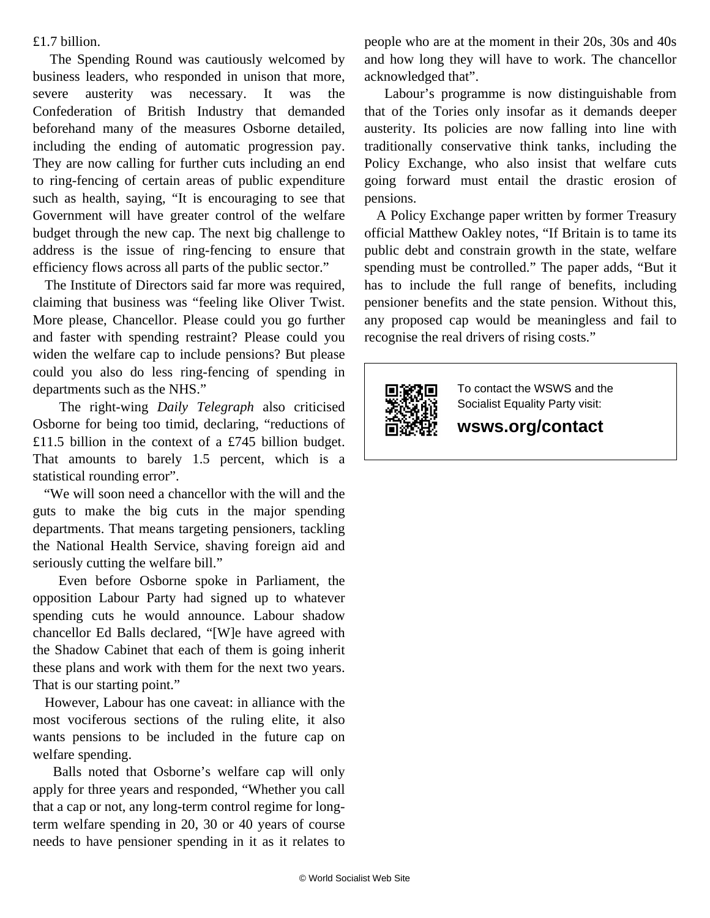£1.7 billion.

The Spending Round was cautiously welcomed by business leaders, who responded in unison that more, severe austerity was necessary. It was the Confederation of British Industry that demanded beforehand many of the measures Osborne detailed, including the ending of automatic progression pay. They are now calling for further cuts including an end to ring-fencing of certain areas of public expenditure such as health, saying, "It is encouraging to see that Government will have greater control of the welfare budget through the new cap. The next big challenge to address is the issue of ring-fencing to ensure that efficiency flows across all parts of the public sector."

The Institute of Directors said far more was required, claiming that business was "feeling like Oliver Twist. More please, Chancellor. Please could you go further and faster with spending restraint? Please could you widen the welfare cap to include pensions? But please could you also do less ring-fencing of spending in departments such as the NHS."

The right-wing *Daily Telegraph* also criticised Osborne for being too timid, declaring, "reductions of £11.5 billion in the context of a £745 billion budget. That amounts to barely 1.5 percent, which is a statistical rounding error".

"We will soon need a chancellor with the will and the guts to make the big cuts in the major spending departments. That means targeting pensioners, tackling the National Health Service, shaving foreign aid and seriously cutting the welfare bill."

Even before Osborne spoke in Parliament, the opposition Labour Party had signed up to whatever spending cuts he would announce. Labour shadow chancellor Ed Balls declared, "[W]e have agreed with the Shadow Cabinet that each of them is going inherit these plans and work with them for the next two years. That is our starting point."

However, Labour has one caveat: in alliance with the most vociferous sections of the ruling elite, it also wants pensions to be included in the future cap on welfare spending.

Balls noted that Osborne's welfare cap will only apply for three years and responded, "Whether you call that a cap or not, any long-term control regime for long-term welfare spending in 20, 30 or 40 years of course needs to have pensioner spending in it as it relates to people who are at the moment in their 20s, 30s and 40s and how long they will have to work. The chancellor acknowledged that".

Labour's programme is now distinguishable from that of the Tories only insofar as it demands deeper austerity. Its policies are now falling into line with traditionally conservative think tanks, including the Policy Exchange, who also insist that welfare cuts going forward must entail the drastic erosion of pensions.

A Policy Exchange paper written by former Treasury official Matthew Oakley notes, "If Britain is to tame its public debt and constrain growth in the state, welfare spending must be controlled." The paper adds, "But it has to include the full range of benefits, including pensioner benefits and the state pension. Without this, any proposed cap would be meaningless and fail to recognise the real drivers of rising costs."

To contact the WSWS and the Socialist Equality Party visit:

**wsws.org/contact**